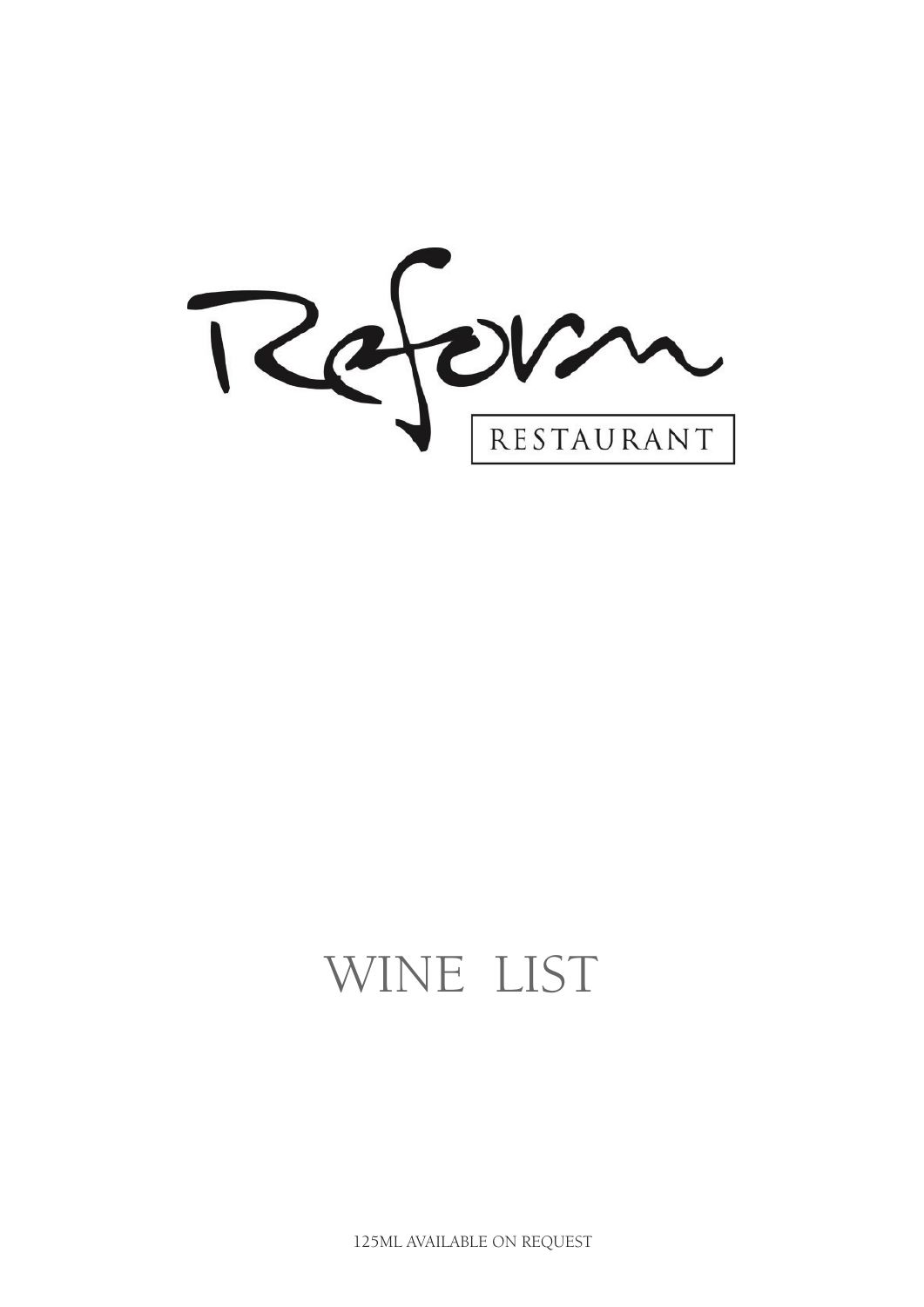# Reform

RESTAURANT

## WINE LIST

125ML AVAILABLE ON REQUEST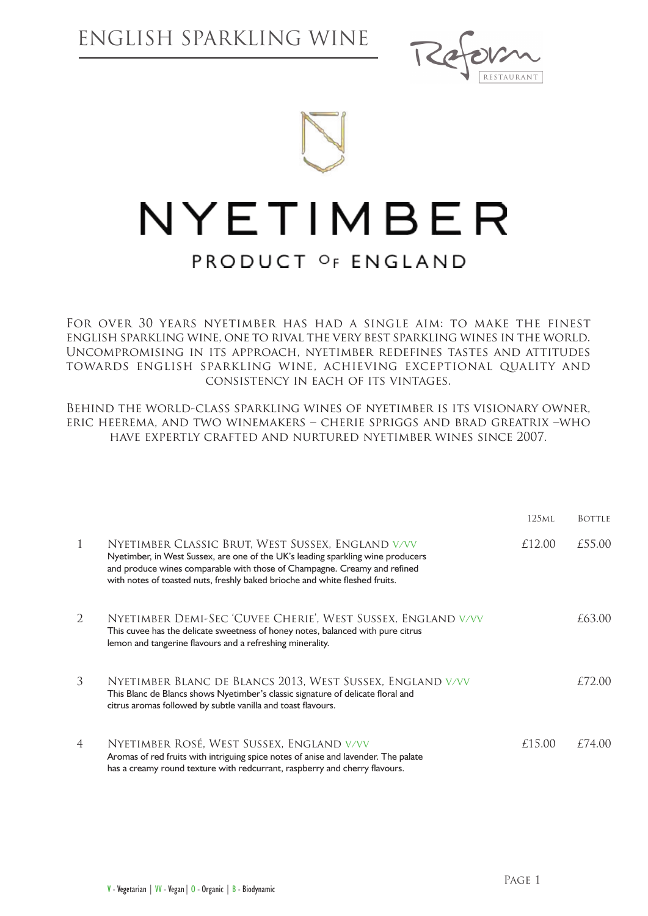# ENGLISH SPARKLING WINE

Reform RESTAURANT

# NYETIMBER

## PRODUCT OF ENGLAND

For over 30 years nyetimber has had a single aim: to make the finest English sparkling wine, one to rival the very best sparkling wines in the world. Uncompromising in its approach, nyetimber redefines tastes and attitudes towards English sparkling wine, achieving exceptional quality and consistency in each of its vintages.

Behind the world-class sparkling wines of nyetimber is its visionary owner, eric heerema, and two winemakers – cherie spriggs and brad greatrix –who have expertly crafted and nurtured nyetimber wines since 2007.

| | | 125ml | Bottle |
|---|---|---|---|
| 1 | **Nyetimber Classic Brut, West Sussex, England** V/VV<br>Nyetimber, in West Sussex, are one of the UK's leading sparkling wine producers and produce wines comparable with those of Champagne. Creamy and refined with notes of toasted nuts, freshly baked brioche and white fleshed fruits. | £12.00 | £55.00 |
| 2 | **Nyetimber Demi-Sec 'Cuvee Cherie', West Sussex, England** V/VV<br>This cuvee has the delicate sweetness of honey notes, balanced with pure citrus lemon and tangerine flavours and a refreshing minerality. | | £63.00 |
| 3 | **Nyetimber Blanc de Blancs 2013, West Sussex, England** V/VV<br>This Blanc de Blancs shows Nyetimber's classic signature of delicate floral and citrus aromas followed by subtle vanilla and toast flavours. | | £72.00 |
| 4 | **Nyetimber Rosé, West Sussex, England** V/VV<br>Aromas of red fruits with intriguing spice notes of anise and lavender. The palate has a creamy round texture with redcurrant, raspberry and cherry flavours. | £15.00 | £74.00 |

V - Vegetarian | VV - Vegan | O - Organic | B - Biodynamic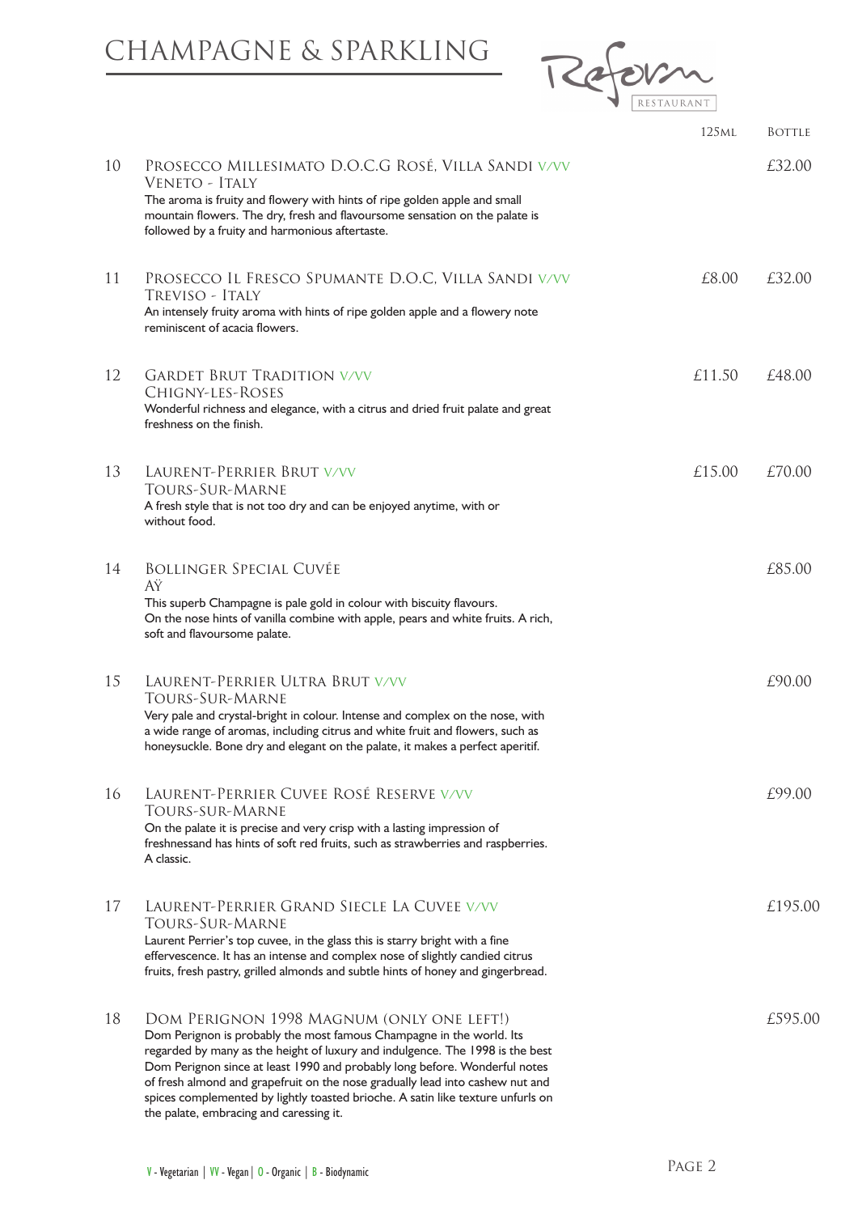# CHAMPAGNE & SPARKLING

Reform RESTAURANT

| # | Wine | 125ml | Bottle |
|---|---|---|---|
| 10 | **PROSECCO MILLESIMATO D.O.C.G ROSÉ, VILLA SANDI** V/VV<br>VENETO - ITALY<br>The aroma is fruity and flowery with hints of ripe golden apple and small mountain flowers. The dry, fresh and flavoursome sensation on the palate is followed by a fruity and harmonious aftertaste. | | £32.00 |
| 11 | **PROSECCO IL FRESCO SPUMANTE D.O.C, VILLA SANDI** V/VV<br>TREVISO - ITALY<br>An intensely fruity aroma with hints of ripe golden apple and a flowery note reminiscent of acacia flowers. | £8.00 | £32.00 |
| 12 | **GARDET BRUT TRADITION** V/VV<br>CHIGNY-LES-ROSES<br>Wonderful richness and elegance, with a citrus and dried fruit palate and great freshness on the finish. | £11.50 | £48.00 |
| 13 | **LAURENT-PERRIER BRUT** V/VV<br>TOURS-SUR-MARNE<br>A fresh style that is not too dry and can be enjoyed anytime, with or without food. | £15.00 | £70.00 |
| 14 | **BOLLINGER SPECIAL CUVÉE**<br>AŸ<br>This superb Champagne is pale gold in colour with biscuity flavours. On the nose hints of vanilla combine with apple, pears and white fruits. A rich, soft and flavoursome palate. | | £85.00 |
| 15 | **LAURENT-PERRIER ULTRA BRUT** V/VV<br>TOURS-SUR-MARNE<br>Very pale and crystal-bright in colour. Intense and complex on the nose, with a wide range of aromas, including citrus and white fruit and flowers, such as honeysuckle. Bone dry and elegant on the palate, it makes a perfect aperitif. | | £90.00 |
| 16 | **LAURENT-PERRIER CUVEE ROSÉ RESERVE** V/VV<br>TOURS-SUR-MARNE<br>On the palate it is precise and very crisp with a lasting impression of freshnessand has hints of soft red fruits, such as strawberries and raspberries. A classic. | | £99.00 |
| 17 | **LAURENT-PERRIER GRAND SIECLE LA CUVEE** V/VV<br>TOURS-SUR-MARNE<br>Laurent Perrier's top cuvee, in the glass this is starry bright with a fine effervescence. It has an intense and complex nose of slightly candied citrus fruits, fresh pastry, grilled almonds and subtle hints of honey and gingerbread. | | £195.00 |
| 18 | **DOM PERIGNON 1998 MAGNUM (ONLY ONE LEFT!)**<br>Dom Perignon is probably the most famous Champagne in the world. Its regarded by many as the height of luxury and indulgence. The 1998 is the best Dom Perignon since at least 1990 and probably long before. Wonderful notes of fresh almond and grapefruit on the nose gradually lead into cashew nut and spices complemented by lightly toasted brioche. A satin like texture unfurls on the palate, embracing and caressing it. | | £595.00 |

V - Vegetarian | VV - Vegan | O - Organic | B - Biodynamic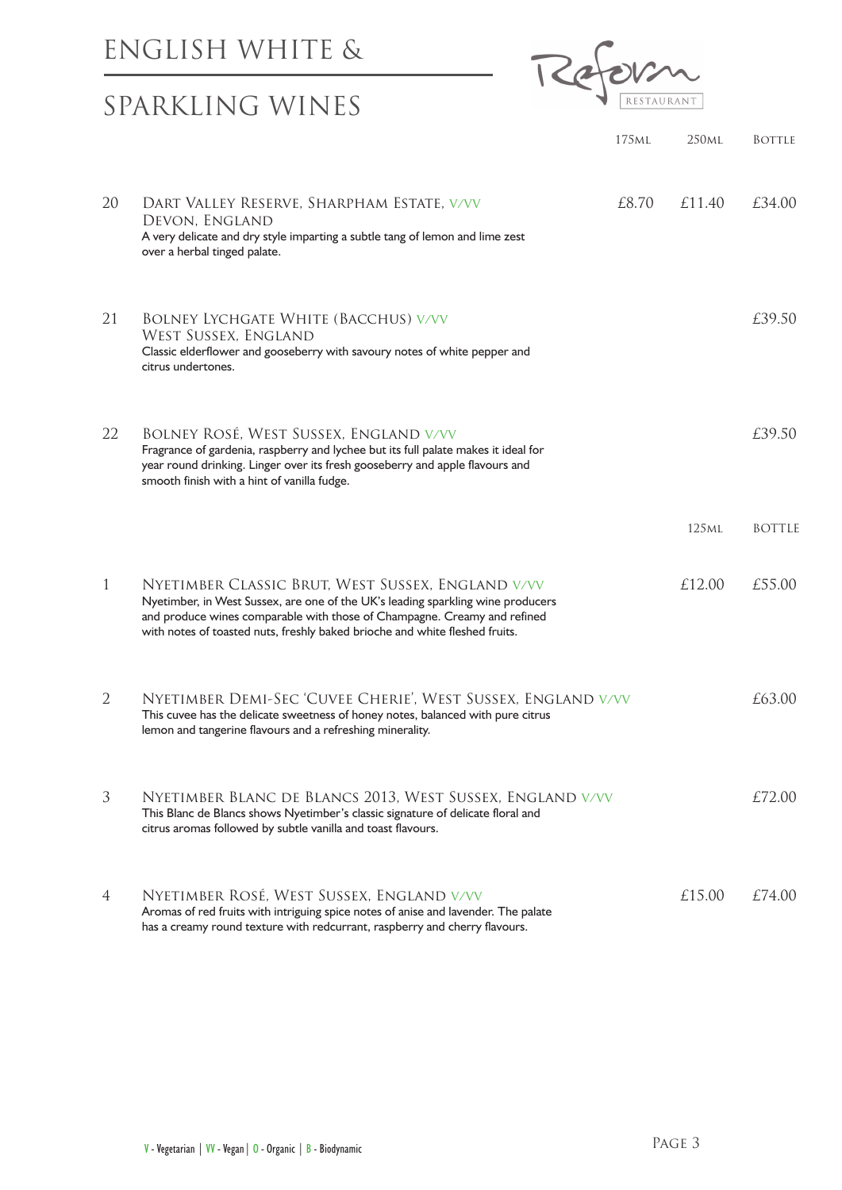# ENGLISH WHITE & SPARKLING WINES

Reform RESTAURANT

| | | 175ML | 250ML | BOTTLE |
|---|---|---|---|---|
| 20 | **DART VALLEY RESERVE, SHARPHAM ESTATE, V/VV DEVON, ENGLAND**<br>A very delicate and dry style imparting a subtle tang of lemon and lime zest over a herbal tinged palate. | £8.70 | £11.40 | £34.00 |
| 21 | **BOLNEY LYCHGATE WHITE (BACCHUS) V/VV WEST SUSSEX, ENGLAND**<br>Classic elderflower and gooseberry with savoury notes of white pepper and citrus undertones. | | | £39.50 |
| 22 | **BOLNEY ROSÉ, WEST SUSSEX, ENGLAND V/VV**<br>Fragrance of gardenia, raspberry and lychee but its full palate makes it ideal for year round drinking. Linger over its fresh gooseberry and apple flavours and smooth finish with a hint of vanilla fudge. | | | £39.50 |

| | | 125ML | BOTTLE |
|---|---|---|---|
| 1 | **NYETIMBER CLASSIC BRUT, WEST SUSSEX, ENGLAND V/VV**<br>Nyetimber, in West Sussex, are one of the UK's leading sparkling wine producers and produce wines comparable with those of Champagne. Creamy and refined with notes of toasted nuts, freshly baked brioche and white fleshed fruits. | £12.00 | £55.00 |
| 2 | **NYETIMBER DEMI-SEC 'CUVEE CHERIE', WEST SUSSEX, ENGLAND V/VV**<br>This cuvee has the delicate sweetness of honey notes, balanced with pure citrus lemon and tangerine flavours and a refreshing minerality. | | £63.00 |
| 3 | **NYETIMBER BLANC DE BLANCS 2013, WEST SUSSEX, ENGLAND V/VV**<br>This Blanc de Blancs shows Nyetimber's classic signature of delicate floral and citrus aromas followed by subtle vanilla and toast flavours. | | £72.00 |
| 4 | **NYETIMBER ROSÉ, WEST SUSSEX, ENGLAND V/VV**<br>Aromas of red fruits with intriguing spice notes of anise and lavender. The palate has a creamy round texture with redcurrant, raspberry and cherry flavours. | £15.00 | £74.00 |

V - Vegetarian | VV - Vegan | O - Organic | B - Biodynamic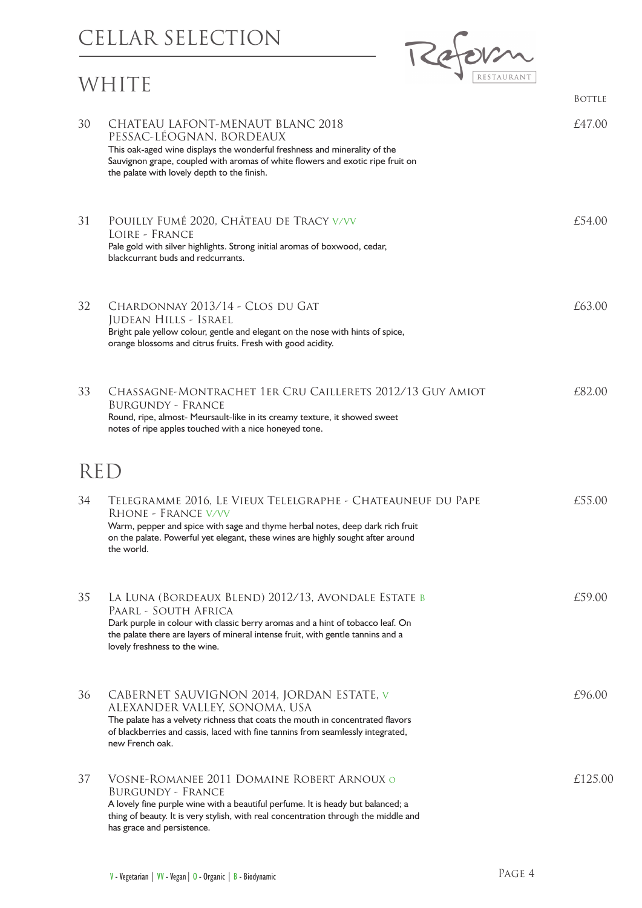# CELLAR SELECTION

## WHITE

Bottle

**30 CHATEAU LAFONT-MENAUT BLANC 2018** — £47.00
PESSAC-LÉOGNAN, BORDEAUX
This oak-aged wine displays the wonderful freshness and minerality of the Sauvignon grape, coupled with aromas of white flowers and exotic ripe fruit on the palate with lovely depth to the finish.

**31 POUILLY FUMÉ 2020, CHÂTEAU DE TRACY V/VV** — £54.00
LOIRE - FRANCE
Pale gold with silver highlights. Strong initial aromas of boxwood, cedar, blackcurrant buds and redcurrants.

**32 CHARDONNAY 2013/14 - CLOS DU GAT** — £63.00
JUDEAN HILLS - ISRAEL
Bright pale yellow colour, gentle and elegant on the nose with hints of spice, orange blossoms and citrus fruits. Fresh with good acidity.

**33 CHASSAGNE-MONTRACHET 1ER CRU CAILLERETS 2012/13 GUY AMIOT** — £82.00
BURGUNDY - FRANCE
Round, ripe, almost- Meursault-like in its creamy texture, it showed sweet notes of ripe apples touched with a nice honeyed tone.

## RED

**34 TELEGRAMME 2016, LE VIEUX TELELGRAPHE - CHATEAUNEUF DU PAPE** — £55.00
RHONE - FRANCE V/VV
Warm, pepper and spice with sage and thyme herbal notes, deep dark rich fruit on the palate. Powerful yet elegant, these wines are highly sought after around the world.

**35 LA LUNA (BORDEAUX BLEND) 2012/13, AVONDALE ESTATE B** — £59.00
PAARL - SOUTH AFRICA
Dark purple in colour with classic berry aromas and a hint of tobacco leaf. On the palate there are layers of mineral intense fruit, with gentle tannins and a lovely freshness to the wine.

**36 CABERNET SAUVIGNON 2014, JORDAN ESTATE, V** — £96.00
ALEXANDER VALLEY, SONOMA, USA
The palate has a velvety richness that coats the mouth in concentrated flavors of blackberries and cassis, laced with fine tannins from seamlessly integrated, new French oak.

**37 VOSNE-ROMANEE 2011 DOMAINE ROBERT ARNOUX O** — £125.00
BURGUNDY - FRANCE
A lovely fine purple wine with a beautiful perfume. It is heady but balanced; a thing of beauty. It is very stylish, with real concentration through the middle and has grace and persistence.

V - Vegetarian | VV - Vegan | O - Organic | B - Biodynamic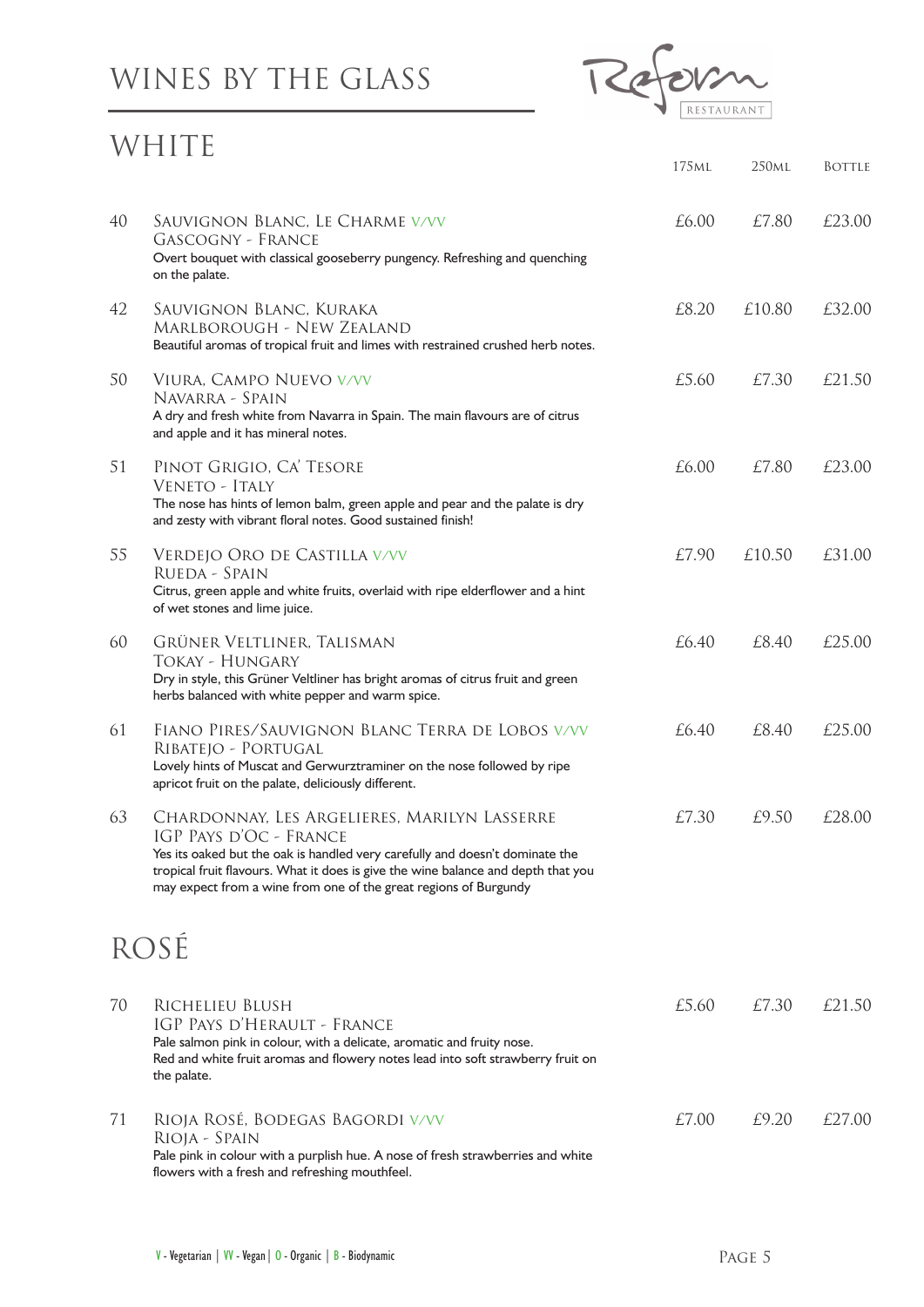# WINES BY THE GLASS

Reform RESTAURANT

## WHITE

| No. | Wine | 175ml | 250ml | Bottle |
|---|---|---|---|---|
| 40 | **Sauvignon Blanc, Le Charme** V/VV<br>Gascogny - France<br>Overt bouquet with classical gooseberry pungency. Refreshing and quenching on the palate. | £6.00 | £7.80 | £23.00 |
| 42 | **Sauvignon Blanc, Kuraka**<br>Marlborough - New Zealand<br>Beautiful aromas of tropical fruit and limes with restrained crushed herb notes. | £8.20 | £10.80 | £32.00 |
| 50 | **Viura, Campo Nuevo** V/VV<br>Navarra - Spain<br>A dry and fresh white from Navarra in Spain. The main flavours are of citrus and apple and it has mineral notes. | £5.60 | £7.30 | £21.50 |
| 51 | **Pinot Grigio, Ca' Tesore**<br>Veneto - Italy<br>The nose has hints of lemon balm, green apple and pear and the palate is dry and zesty with vibrant floral notes. Good sustained finish! | £6.00 | £7.80 | £23.00 |
| 55 | **Verdejo Oro de Castilla** V/VV<br>Rueda - Spain<br>Citrus, green apple and white fruits, overlaid with ripe elderflower and a hint of wet stones and lime juice. | £7.90 | £10.50 | £31.00 |
| 60 | **Grüner Veltliner, Talisman**<br>Tokay - Hungary<br>Dry in style, this Grüner Veltliner has bright aromas of citrus fruit and green herbs balanced with white pepper and warm spice. | £6.40 | £8.40 | £25.00 |
| 61 | **Fiano Pires/Sauvignon Blanc Terra de Lobos** V/VV<br>Ribatejo - Portugal<br>Lovely hints of Muscat and Gerwurztraminer on the nose followed by ripe apricot fruit on the palate, deliciously different. | £6.40 | £8.40 | £25.00 |
| 63 | **Chardonnay, Les Argelieres, Marilyn Lasserre**<br>IGP Pays d'Oc - France<br>Yes its oaked but the oak is handled very carefully and doesn't dominate the tropical fruit flavours. What it does is give the wine balance and depth that you may expect from a wine from one of the great regions of Burgundy | £7.30 | £9.50 | £28.00 |

## ROSÉ

| No. | Wine | 175ml | 250ml | Bottle |
|---|---|---|---|---|
| 70 | **Richelieu Blush**<br>IGP Pays d'Herault - France<br>Pale salmon pink in colour, with a delicate, aromatic and fruity nose. Red and white fruit aromas and flowery notes lead into soft strawberry fruit on the palate. | £5.60 | £7.30 | £21.50 |
| 71 | **Rioja Rosé, Bodegas Bagordi** V/VV<br>Rioja - Spain<br>Pale pink in colour with a purplish hue. A nose of fresh strawberries and white flowers with a fresh and refreshing mouthfeel. | £7.00 | £9.20 | £27.00 |

V - Vegetarian | VV - Vegan | O - Organic | B - Biodynamic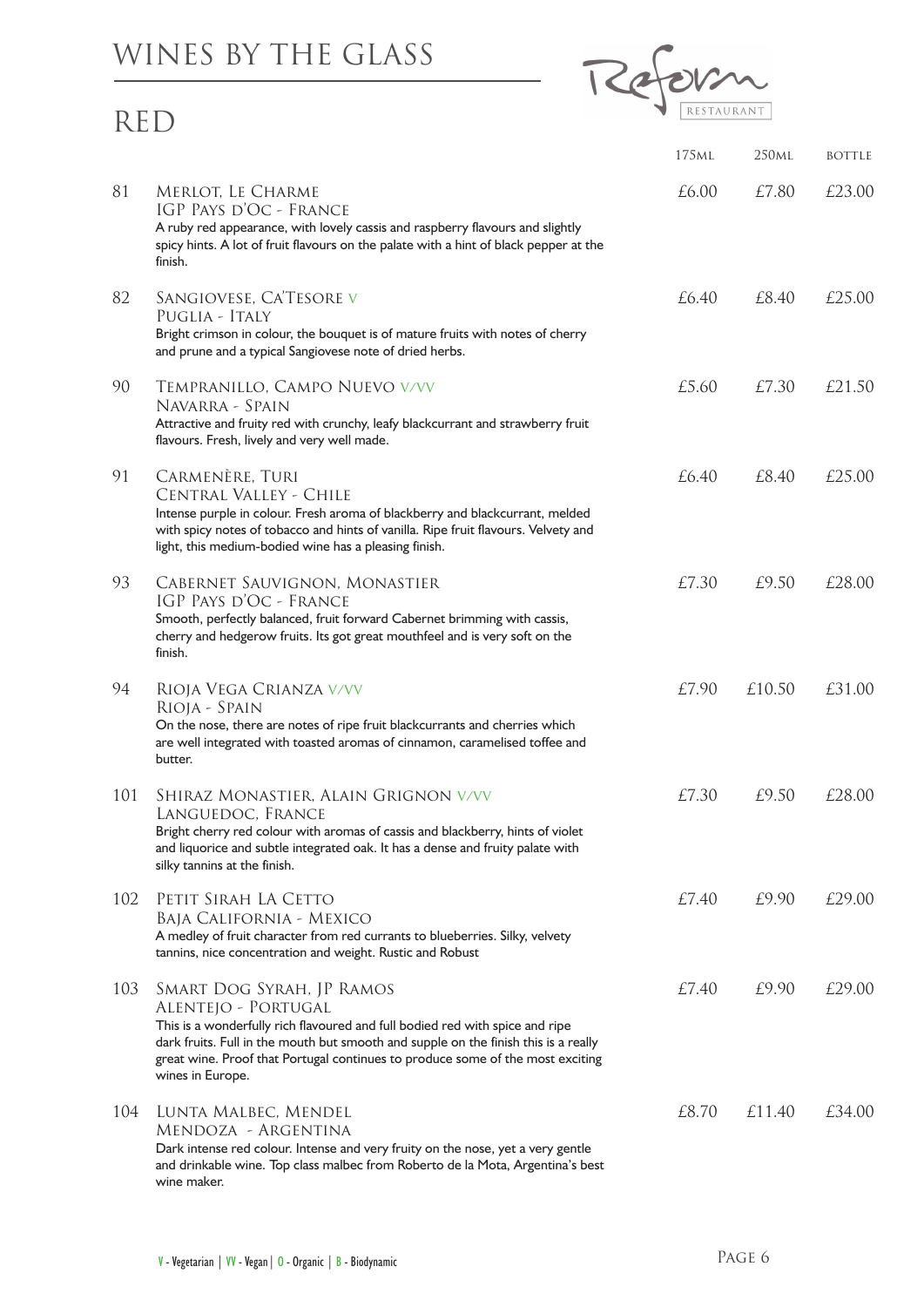# WINES BY THE GLASS

## RED

| | | 175ML | 250ML | BOTTLE |
|---|---|---|---|---|
| 81 | **MERLOT, LE CHARME**<br>IGP PAYS D'OC - FRANCE<br>A ruby red appearance, with lovely cassis and raspberry flavours and slightly spicy hints. A lot of fruit flavours on the palate with a hint of black pepper at the finish. | £6.00 | £7.80 | £23.00 |
| 82 | **SANGIOVESE, CA'TESORE** V<br>PUGLIA - ITALY<br>Bright crimson in colour, the bouquet is of mature fruits with notes of cherry and prune and a typical Sangiovese note of dried herbs. | £6.40 | £8.40 | £25.00 |
| 90 | **TEMPRANILLO, CAMPO NUEVO** V/VV<br>NAVARRA - SPAIN<br>Attractive and fruity red with crunchy, leafy blackcurrant and strawberry fruit flavours. Fresh, lively and very well made. | £5.60 | £7.30 | £21.50 |
| 91 | **CARMENÈRE, TURI**<br>CENTRAL VALLEY - CHILE<br>Intense purple in colour. Fresh aroma of blackberry and blackcurrant, melded with spicy notes of tobacco and hints of vanilla. Ripe fruit flavours. Velvety and light, this medium-bodied wine has a pleasing finish. | £6.40 | £8.40 | £25.00 |
| 93 | **CABERNET SAUVIGNON, MONASTIER**<br>IGP PAYS D'OC - FRANCE<br>Smooth, perfectly balanced, fruit forward Cabernet brimming with cassis, cherry and hedgerow fruits. Its got great mouthfeel and is very soft on the finish. | £7.30 | £9.50 | £28.00 |
| 94 | **RIOJA VEGA CRIANZA** V/VV<br>RIOJA - SPAIN<br>On the nose, there are notes of ripe fruit blackcurrants and cherries which are well integrated with toasted aromas of cinnamon, caramelised toffee and butter. | £7.90 | £10.50 | £31.00 |
| 101 | **SHIRAZ MONASTIER, ALAIN GRIGNON** V/VV<br>LANGUEDOC, FRANCE<br>Bright cherry red colour with aromas of cassis and blackberry, hints of violet and liquorice and subtle integrated oak. It has a dense and fruity palate with silky tannins at the finish. | £7.30 | £9.50 | £28.00 |
| 102 | **PETIT SIRAH LA CETTO**<br>BAJA CALIFORNIA - MEXICO<br>A medley of fruit character from red currants to blueberries. Silky, velvety tannins, nice concentration and weight. Rustic and Robust | £7.40 | £9.90 | £29.00 |
| 103 | **SMART DOG SYRAH, JP RAMOS**<br>ALENTEJO - PORTUGAL<br>This is a wonderfully rich flavoured and full bodied red with spice and ripe dark fruits. Full in the mouth but smooth and supple on the finish this is a really great wine. Proof that Portugal continues to produce some of the most exciting wines in Europe. | £7.40 | £9.90 | £29.00 |
| 104 | **LUNTA MALBEC, MENDEL**<br>MENDOZA - ARGENTINA<br>Dark intense red colour. Intense and very fruity on the nose, yet a very gentle and drinkable wine. Top class malbec from Roberto de la Mota, Argentina's best wine maker. | £8.70 | £11.40 | £34.00 |

V - Vegetarian | VV - Vegan | O - Organic | B - Biodynamic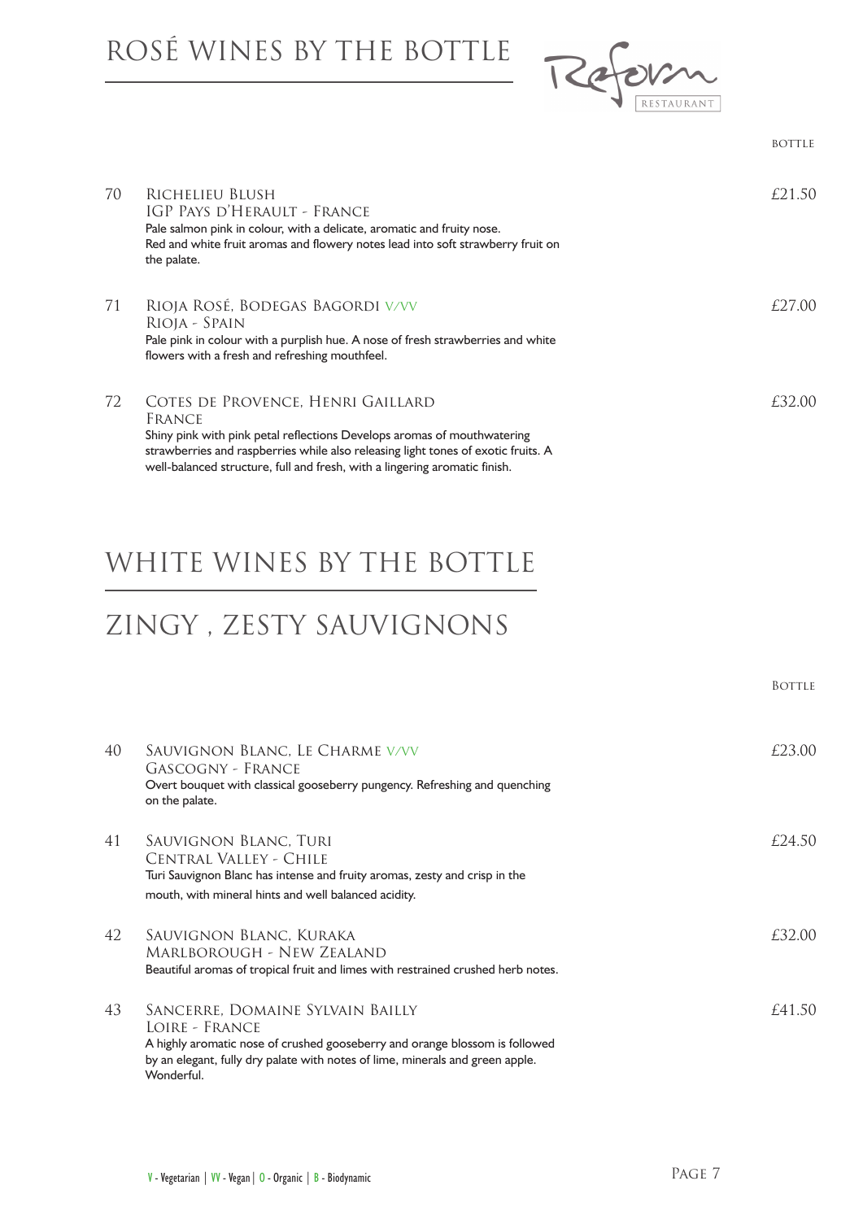# ROSÉ WINES BY THE BOTTLE

Reform RESTAURANT

| | | BOTTLE |
|---|---|---|
| 70 | **RICHELIEU BLUSH**<br>IGP PAYS D'HERAULT - FRANCE<br>Pale salmon pink in colour, with a delicate, aromatic and fruity nose. Red and white fruit aromas and flowery notes lead into soft strawberry fruit on the palate. | £21.50 |
| 71 | **RIOJA ROSÉ, BODEGAS BAGORDI** V/VV<br>RIOJA - SPAIN<br>Pale pink in colour with a purplish hue. A nose of fresh strawberries and white flowers with a fresh and refreshing mouthfeel. | £27.00 |
| 72 | **COTES DE PROVENCE, HENRI GAILLARD**<br>FRANCE<br>Shiny pink with pink petal reflections Develops aromas of mouthwatering strawberries and raspberries while also releasing light tones of exotic fruits. A well-balanced structure, full and fresh, with a lingering aromatic finish. | £32.00 |

# WHITE WINES BY THE BOTTLE

## ZINGY , ZESTY SAUVIGNONS

| | | BOTTLE |
|---|---|---|
| 40 | **SAUVIGNON BLANC, LE CHARME** V/VV<br>GASCOGNY - FRANCE<br>Overt bouquet with classical gooseberry pungency. Refreshing and quenching on the palate. | £23.00 |
| 41 | **SAUVIGNON BLANC, TURI**<br>CENTRAL VALLEY - CHILE<br>Turi Sauvignon Blanc has intense and fruity aromas, zesty and crisp in the mouth, with mineral hints and well balanced acidity. | £24.50 |
| 42 | **SAUVIGNON BLANC, KURAKA**<br>MARLBOROUGH - NEW ZEALAND<br>Beautiful aromas of tropical fruit and limes with restrained crushed herb notes. | £32.00 |
| 43 | **SANCERRE, DOMAINE SYLVAIN BAILLY**<br>LOIRE - FRANCE<br>A highly aromatic nose of crushed gooseberry and orange blossom is followed by an elegant, fully dry palate with notes of lime, minerals and green apple. Wonderful. | £41.50 |

V - Vegetarian | VV - Vegan | O - Organic | B - Biodynamic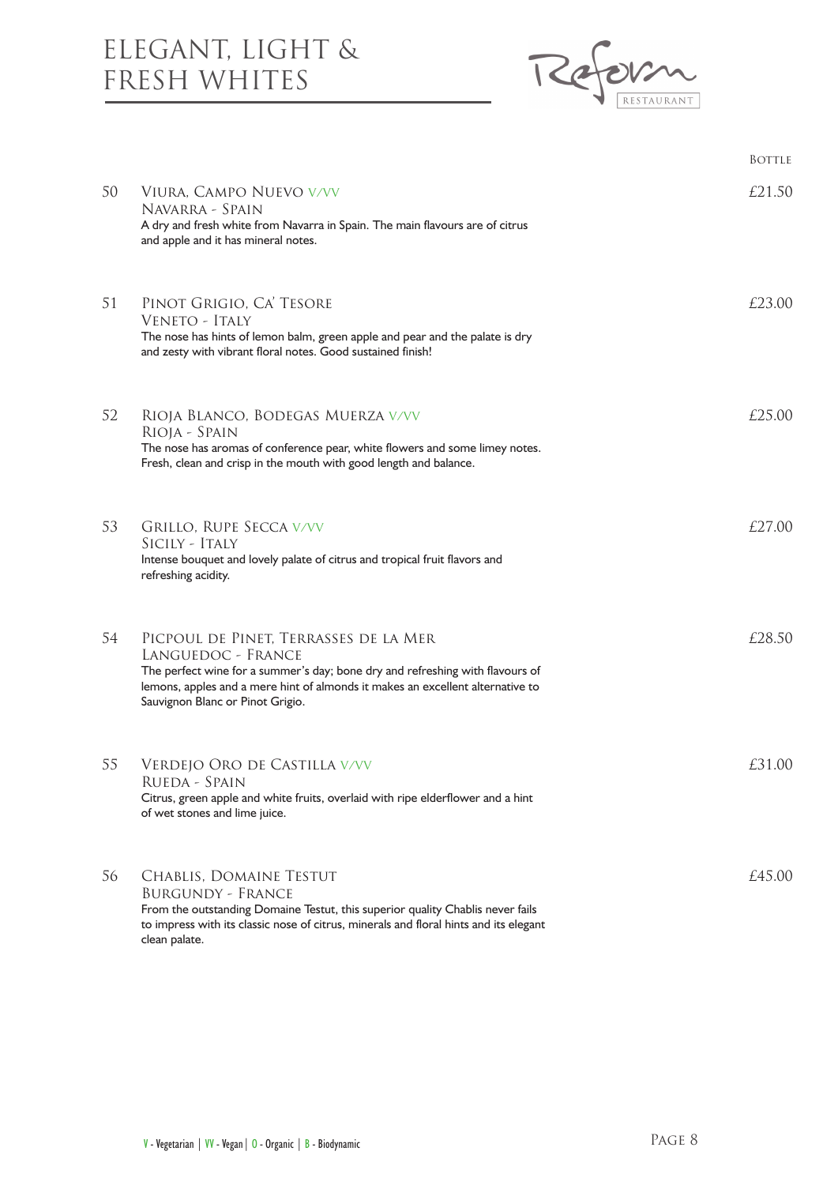# ELEGANT, LIGHT & FRESH WHITES

Reform RESTAURANT

| | | BOTTLE |
|---|---|---|
| 50 | **VIURA, CAMPO NUEVO** V/VV<br>NAVARRA - SPAIN<br>A dry and fresh white from Navarra in Spain. The main flavours are of citrus and apple and it has mineral notes. | £21.50 |
| 51 | **PINOT GRIGIO, CA' TESORE**<br>VENETO - ITALY<br>The nose has hints of lemon balm, green apple and pear and the palate is dry and zesty with vibrant floral notes. Good sustained finish! | £23.00 |
| 52 | **RIOJA BLANCO, BODEGAS MUERZA** V/VV<br>RIOJA - SPAIN<br>The nose has aromas of conference pear, white flowers and some limey notes. Fresh, clean and crisp in the mouth with good length and balance. | £25.00 |
| 53 | **GRILLO, RUPE SECCA** V/VV<br>SICILY - ITALY<br>Intense bouquet and lovely palate of citrus and tropical fruit flavors and refreshing acidity. | £27.00 |
| 54 | **PICPOUL DE PINET, TERRASSES DE LA MER**<br>LANGUEDOC - FRANCE<br>The perfect wine for a summer's day; bone dry and refreshing with flavours of lemons, apples and a mere hint of almonds it makes an excellent alternative to Sauvignon Blanc or Pinot Grigio. | £28.50 |
| 55 | **VERDEJO ORO DE CASTILLA** V/VV<br>RUEDA - SPAIN<br>Citrus, green apple and white fruits, overlaid with ripe elderflower and a hint of wet stones and lime juice. | £31.00 |
| 56 | **CHABLIS, DOMAINE TESTUT**<br>BURGUNDY - FRANCE<br>From the outstanding Domaine Testut, this superior quality Chablis never fails to impress with its classic nose of citrus, minerals and floral hints and its elegant clean palate. | £45.00 |

V - Vegetarian | VV - Vegan | O - Organic | B - Biodynamic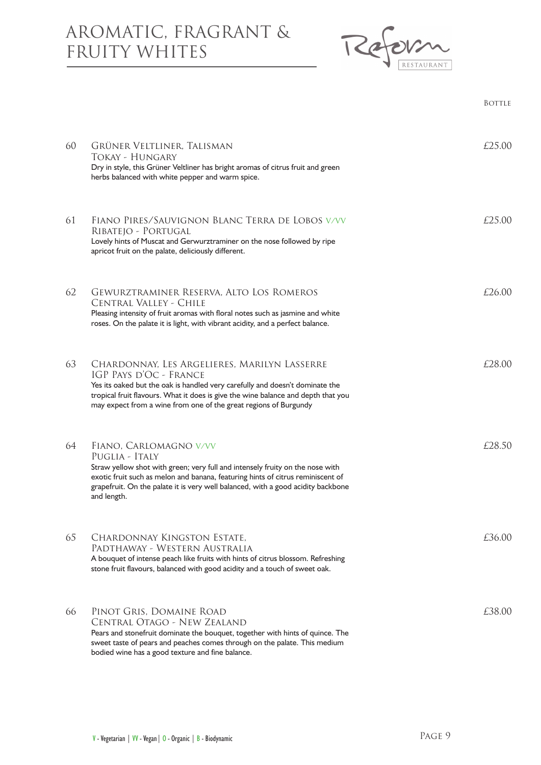# AROMATIC, FRAGRANT & FRUITY WHITES

Reform RESTAURANT

BOTTLE

**60 GRÜNER VELTLINER, TALISMAN** — £25.00
TOKAY - HUNGARY
Dry in style, this Grüner Veltliner has bright aromas of citrus fruit and green herbs balanced with white pepper and warm spice.

**61 FIANO PIRES/SAUVIGNON BLANC TERRA DE LOBOS V/VV** — £25.00
RIBATEJO - PORTUGAL
Lovely hints of Muscat and Gerwurztraminer on the nose followed by ripe apricot fruit on the palate, deliciously different.

**62 GEWURZTRAMINER RESERVA, ALTO LOS ROMEROS** — £26.00
CENTRAL VALLEY - CHILE
Pleasing intensity of fruit aromas with floral notes such as jasmine and white roses. On the palate it is light, with vibrant acidity, and a perfect balance.

**63 CHARDONNAY, LES ARGELIERES, MARILYN LASSERRE** — £28.00
IGP PAYS D'OC - FRANCE
Yes its oaked but the oak is handled very carefully and doesn't dominate the tropical fruit flavours. What it does is give the wine balance and depth that you may expect from a wine from one of the great regions of Burgundy

**64 FIANO, CARLOMAGNO V/VV** — £28.50
PUGLIA - ITALY
Straw yellow shot with green; very full and intensely fruity on the nose with exotic fruit such as melon and banana, featuring hints of citrus reminiscent of grapefruit. On the palate it is very well balanced, with a good acidity backbone and length.

**65 CHARDONNAY KINGSTON ESTATE,** — £36.00
PADTHAWAY - WESTERN AUSTRALIA
A bouquet of intense peach like fruits with hints of citrus blossom. Refreshing stone fruit flavours, balanced with good acidity and a touch of sweet oak.

**66 PINOT GRIS, DOMAINE ROAD** — £38.00
CENTRAL OTAGO - NEW ZEALAND
Pears and stonefruit dominate the bouquet, together with hints of quince. The sweet taste of pears and peaches comes through on the palate. This medium bodied wine has a good texture and fine balance.

V - Vegetarian | VV - Vegan | O - Organic | B - Biodynamic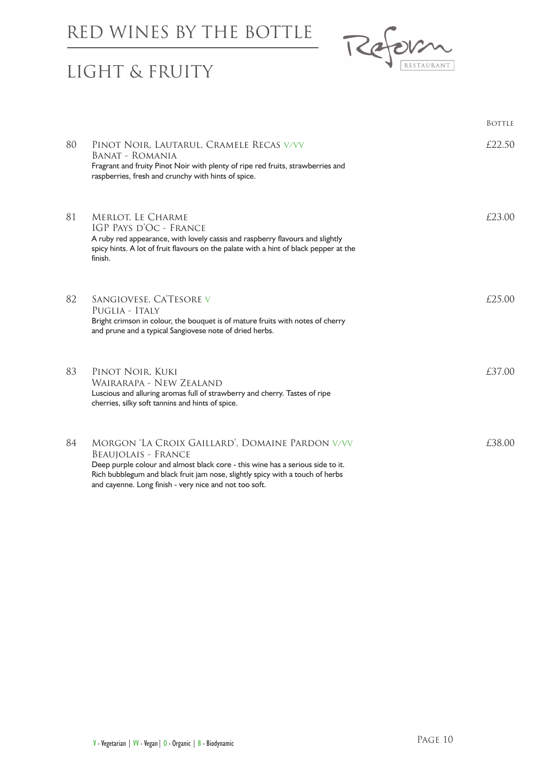# RED WINES BY THE BOTTLE

## LIGHT & FRUITY

Reform RESTAURANT

| | | Bottle |
|---|---|---|
| 80 | **Pinot Noir, Lautarul, Cramele Recas** V/VV<br>Banat - Romania<br>Fragrant and fruity Pinot Noir with plenty of ripe red fruits, strawberries and raspberries, fresh and crunchy with hints of spice. | £22.50 |
| 81 | **Merlot, Le Charme**<br>IGP Pays d'Oc - France<br>A ruby red appearance, with lovely cassis and raspberry flavours and slightly spicy hints. A lot of fruit flavours on the palate with a hint of black pepper at the finish. | £23.00 |
| 82 | **Sangiovese, Ca'Tesore** V<br>Puglia - Italy<br>Bright crimson in colour, the bouquet is of mature fruits with notes of cherry and prune and a typical Sangiovese note of dried herbs. | £25.00 |
| 83 | **Pinot Noir, Kuki**<br>Wairarapa - New Zealand<br>Luscious and alluring aromas full of strawberry and cherry. Tastes of ripe cherries, silky soft tannins and hints of spice. | £37.00 |
| 84 | **Morgon 'La Croix Gaillard', Domaine Pardon** V/VV<br>Beaujolais - France<br>Deep purple colour and almost black core - this wine has a serious side to it. Rich bubblegum and black fruit jam nose, slightly spicy with a touch of herbs and cayenne. Long finish - very nice and not too soft. | £38.00 |

V - Vegetarian | VV - Vegan | O - Organic | B - Biodynamic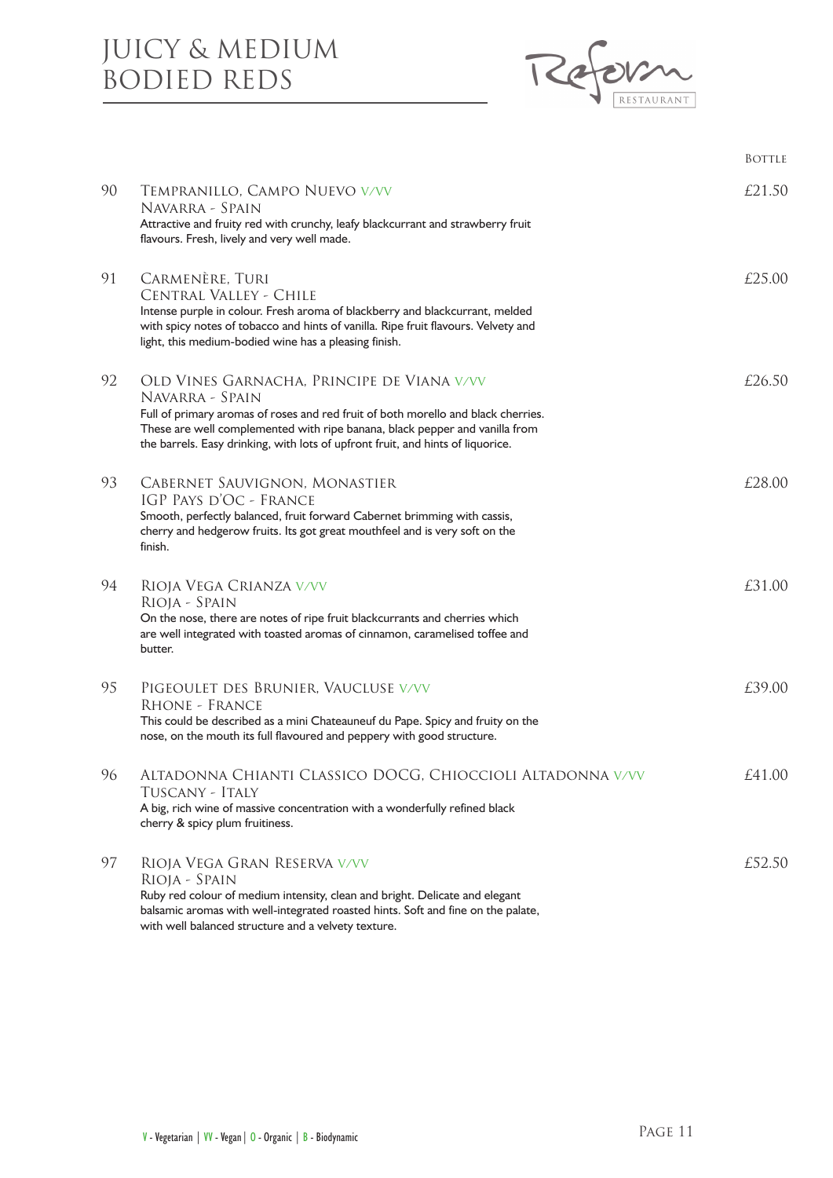# JUICY & MEDIUM BODIED REDS

Reform RESTAURANT

| | | Bottle |
|---|---|---|
| 90 | **Tempranillo, Campo Nuevo** V/VV<br>Navarra - Spain<br>Attractive and fruity red with crunchy, leafy blackcurrant and strawberry fruit flavours. Fresh, lively and very well made. | £21.50 |
| 91 | **Carmenère, Turi**<br>Central Valley - Chile<br>Intense purple in colour. Fresh aroma of blackberry and blackcurrant, melded with spicy notes of tobacco and hints of vanilla. Ripe fruit flavours. Velvety and light, this medium-bodied wine has a pleasing finish. | £25.00 |
| 92 | **Old Vines Garnacha, Principe de Viana** V/VV<br>Navarra - Spain<br>Full of primary aromas of roses and red fruit of both morello and black cherries. These are well complemented with ripe banana, black pepper and vanilla from the barrels. Easy drinking, with lots of upfront fruit, and hints of liquorice. | £26.50 |
| 93 | **Cabernet Sauvignon, Monastier**<br>IGP Pays d'Oc - France<br>Smooth, perfectly balanced, fruit forward Cabernet brimming with cassis, cherry and hedgerow fruits. Its got great mouthfeel and is very soft on the finish. | £28.00 |
| 94 | **Rioja Vega Crianza** V/VV<br>Rioja - Spain<br>On the nose, there are notes of ripe fruit blackcurrants and cherries which are well integrated with toasted aromas of cinnamon, caramelised toffee and butter. | £31.00 |
| 95 | **Pigeoulet des Brunier, Vaucluse** V/VV<br>Rhone - France<br>This could be described as a mini Chateauneuf du Pape. Spicy and fruity on the nose, on the mouth its full flavoured and peppery with good structure. | £39.00 |
| 96 | **Altadonna Chianti Classico DOCG, Chioccioli Altadonna** V/VV<br>Tuscany - Italy<br>A big, rich wine of massive concentration with a wonderfully refined black cherry & spicy plum fruitiness. | £41.00 |
| 97 | **Rioja Vega Gran Reserva** V/VV<br>Rioja - Spain<br>Ruby red colour of medium intensity, clean and bright. Delicate and elegant balsamic aromas with well-integrated roasted hints. Soft and fine on the palate, with well balanced structure and a velvety texture. | £52.50 |

V - Vegetarian | VV - Vegan | O - Organic | B - Biodynamic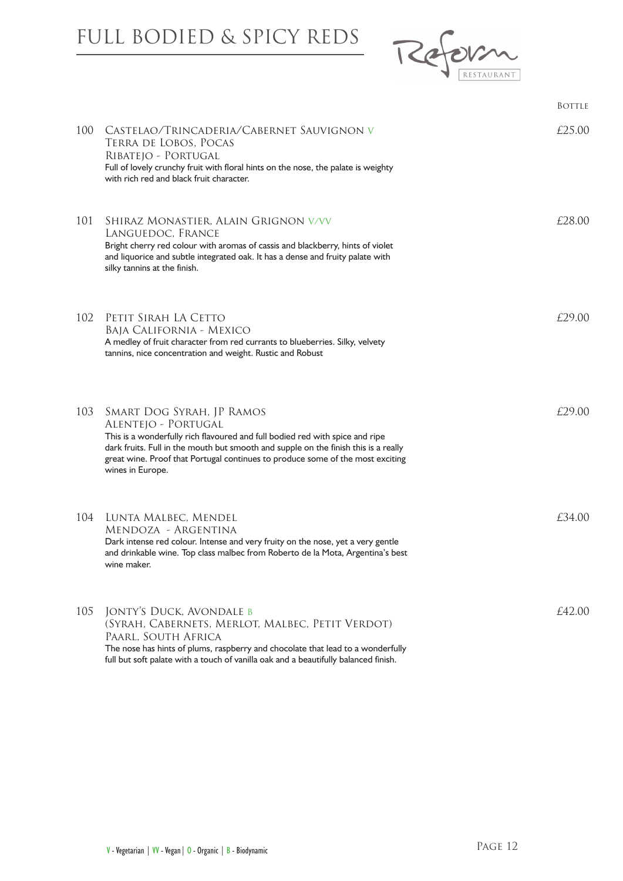# FULL BODIED & SPICY REDS

Reform RESTAURANT

| | | BOTTLE |
|---|---|---|
| 100 | CASTELAO/TRINCADERIA/CABERNET SAUVIGNON V<br>TERRA DE LOBOS, POCAS<br>RIBATEJO - PORTUGAL<br>Full of lovely crunchy fruit with floral hints on the nose, the palate is weighty with rich red and black fruit character. | £25.00 |
| 101 | SHIRAZ MONASTIER, ALAIN GRIGNON V/VV<br>LANGUEDOC, FRANCE<br>Bright cherry red colour with aromas of cassis and blackberry, hints of violet and liquorice and subtle integrated oak. It has a dense and fruity palate with silky tannins at the finish. | £28.00 |
| 102 | PETIT SIRAH LA CETTO<br>BAJA CALIFORNIA - MEXICO<br>A medley of fruit character from red currants to blueberries. Silky, velvety tannins, nice concentration and weight. Rustic and Robust | £29.00 |
| 103 | SMART DOG SYRAH, JP RAMOS<br>ALENTEJO - PORTUGAL<br>This is a wonderfully rich flavoured and full bodied red with spice and ripe dark fruits. Full in the mouth but smooth and supple on the finish this is a really great wine. Proof that Portugal continues to produce some of the most exciting wines in Europe. | £29.00 |
| 104 | LUNTA MALBEC, MENDEL<br>MENDOZA - ARGENTINA<br>Dark intense red colour. Intense and very fruity on the nose, yet a very gentle and drinkable wine. Top class malbec from Roberto de la Mota, Argentina's best wine maker. | £34.00 |
| 105 | JONTY'S DUCK, AVONDALE B<br>(SYRAH, CABERNETS, MERLOT, MALBEC, PETIT VERDOT)<br>PAARL, SOUTH AFRICA<br>The nose has hints of plums, raspberry and chocolate that lead to a wonderfully full but soft palate with a touch of vanilla oak and a beautifully balanced finish. | £42.00 |

V - Vegetarian | VV - Vegan | O - Organic | B - Biodynamic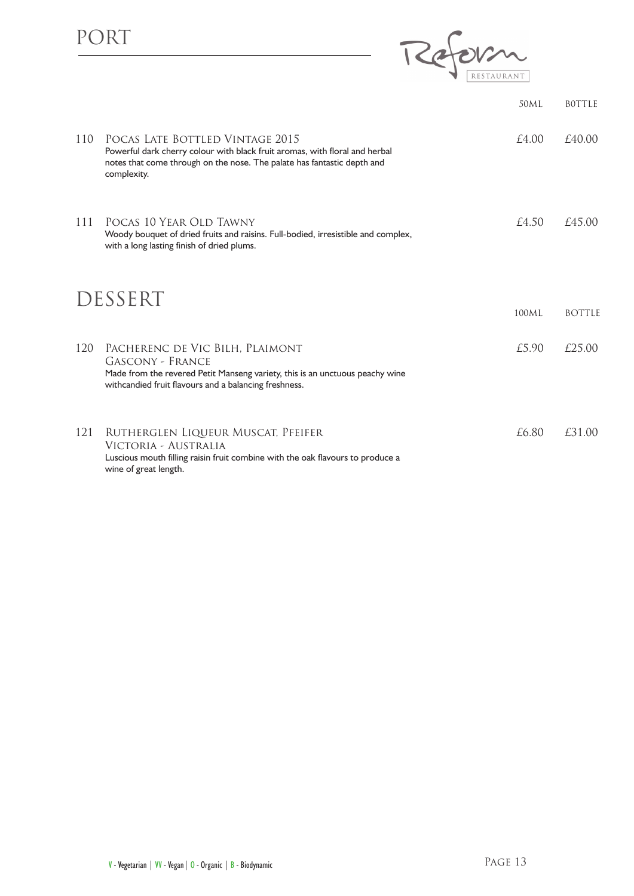# PORT

Reform RESTAURANT

| | | 50ML | BOTTLE |
|---|---|---|---|
| 110 | **Pocas Late Bottled Vintage 2015**<br>Powerful dark cherry colour with black fruit aromas, with floral and herbal notes that come through on the nose. The palate has fantastic depth and complexity. | £4.00 | £40.00 |
| 111 | **Pocas 10 Year Old Tawny**<br>Woody bouquet of dried fruits and raisins. Full-bodied, irresistible and complex, with a long lasting finish of dried plums. | £4.50 | £45.00 |

# DESSERT

| | | 100ML | BOTTLE |
|---|---|---|---|
| 120 | **Pacherenc de Vic Bilh, Plaimont**<br>Gascony - France<br>Made from the revered Petit Manseng variety, this is an unctuous peachy wine withcandied fruit flavours and a balancing freshness. | £5.90 | £25.00 |
| 121 | **Rutherglen Liqueur Muscat, Pfeifer**<br>Victoria - Australia<br>Luscious mouth filling raisin fruit combine with the oak flavours to produce a wine of great length. | £6.80 | £31.00 |

V - Vegetarian | VV - Vegan | O - Organic | B - Biodynamic